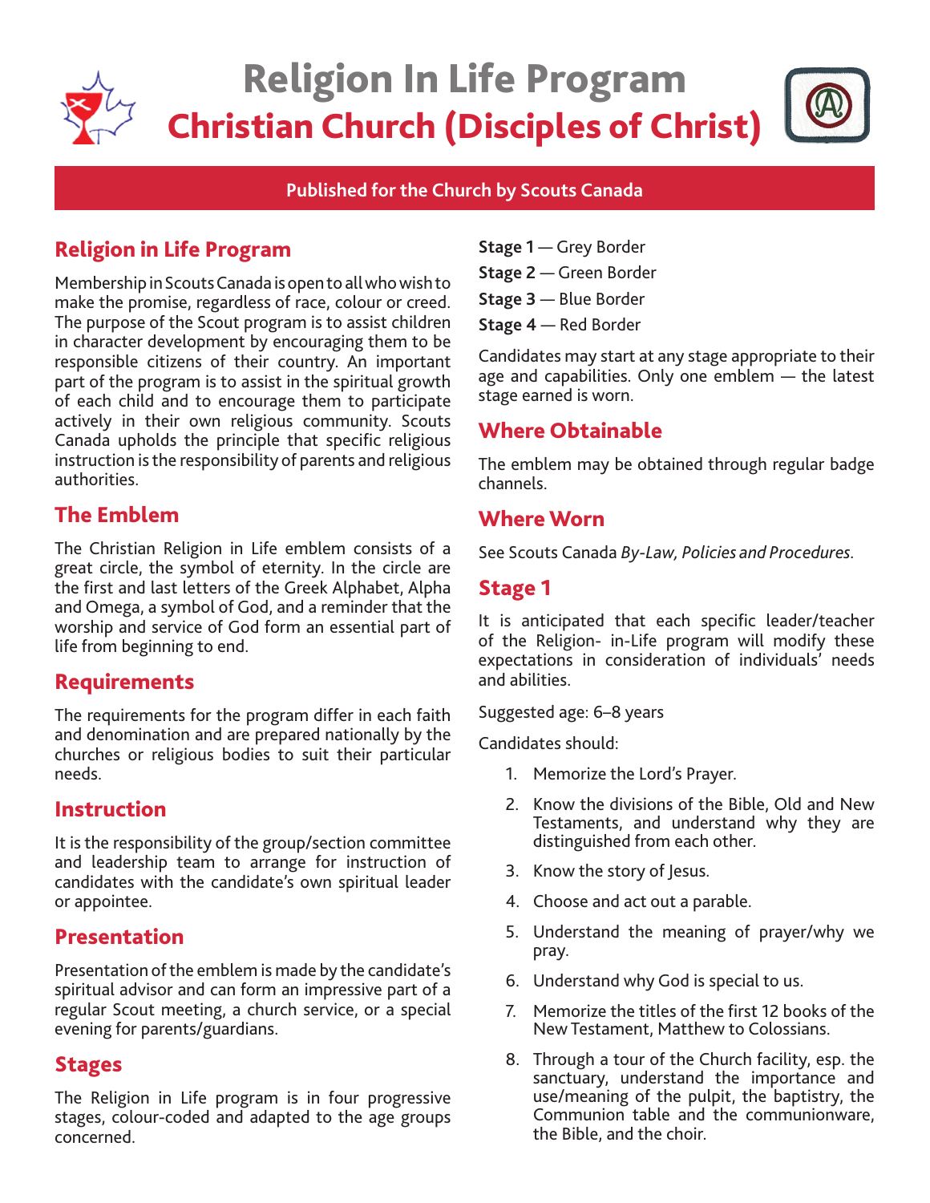# Religion In Life Program

# Christian Church (Disciples of Christ)

**Published for the Church by Scouts Canada**

## Religion in Life Program

Membership in Scouts Canada is open to all who wish to make the promise, regardless of race, colour or creed. The purpose of the Scout program is to assist children in character development by encouraging them to be responsible citizens of their country. An important part of the program is to assist in the spiritual growth of each child and to encourage them to participate actively in their own religious community. Scouts Canada upholds the principle that specific religious instruction is the responsibility of parents and religious authorities.

## The Emblem

The Christian Religion in Life emblem consists of a great circle, the symbol of eternity. In the circle are the first and last letters of the Greek Alphabet, Alpha and Omega, a symbol of God, and a reminder that the worship and service of God form an essential part of life from beginning to end.

## Requirements

The requirements for the program differ in each faith and denomination and are prepared nationally by the churches or religious bodies to suit their particular needs.

## Instruction

It is the responsibility of the group/section committee and leadership team to arrange for instruction of candidates with the candidate's own spiritual leader or appointee.

## Presentation

Presentation of the emblem is made by the candidate's spiritual advisor and can form an impressive part of a regular Scout meeting, a church service, or a special evening for parents/guardians.

## Stages

The Religion in Life program is in four progressive stages, colour-coded and adapted to the age groups concerned.

**Stage 1** — Grey Border

**Stage 2** — Green Border

**Stage 3** — Blue Border

**Stage 4** — Red Border

Candidates may start at any stage appropriate to their age and capabilities. Only one emblem — the latest stage earned is worn.

## Where Obtainable

The emblem may be obtained through regular badge channels.

## Where Worn

See Scouts Canada *By-Law, Policies and Procedures*.

## Stage 1

It is anticipated that each specific leader/teacher of the Religion- in-Life program will modify these expectations in consideration of individuals' needs and abilities.

Suggested age: 6–8 years

Candidates should:

1. Memorize the Lord's Prayer.
2. Know the divisions of the Bible, Old and New Testaments, and understand why they are distinguished from each other.
3. Know the story of Jesus.
4. Choose and act out a parable.
5. Understand the meaning of prayer/why we pray.
6. Understand why God is special to us.
7. Memorize the titles of the first 12 books of the New Testament, Matthew to Colossians.
8. Through a tour of the Church facility, esp. the sanctuary, understand the importance and use/meaning of the pulpit, the baptistry, the Communion table and the communionware, the Bible, and the choir.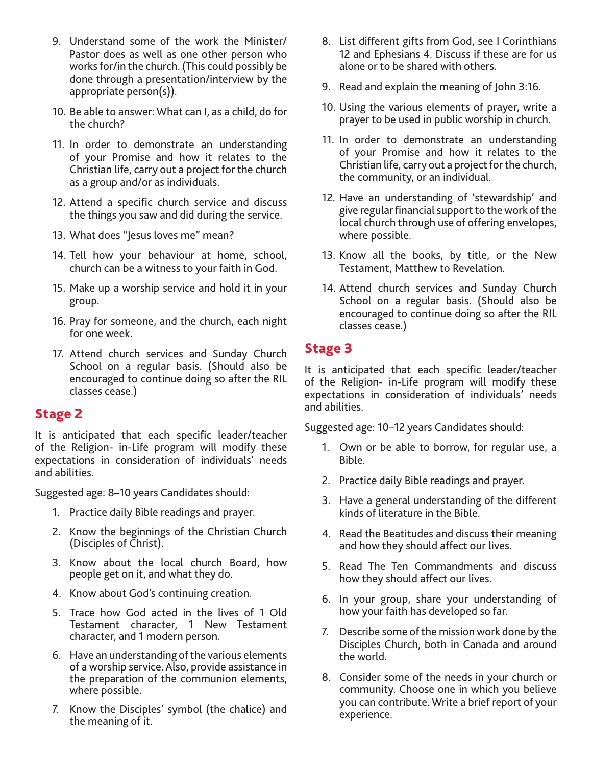9. Understand some of the work the Minister/ Pastor does as well as one other person who works for/in the church. (This could possibly be done through a presentation/interview by the appropriate person(s)).
10. Be able to answer: What can I, as a child, do for the church?
11. In order to demonstrate an understanding of your Promise and how it relates to the Christian life, carry out a project for the church as a group and/or as individuals.
12. Attend a specific church service and discuss the things you saw and did during the service.
13. What does "Jesus loves me" mean?
14. Tell how your behaviour at home, school, church can be a witness to your faith in God.
15. Make up a worship service and hold it in your group.
16. Pray for someone, and the church, each night for one week.
17. Attend church services and Sunday Church School on a regular basis. (Should also be encouraged to continue doing so after the RIL classes cease.)

## Stage 2

It is anticipated that each specific leader/teacher of the Religion- in-Life program will modify these expectations in consideration of individuals' needs and abilities.

Suggested age: 8–10 years Candidates should:

1. Practice daily Bible readings and prayer.
2. Know the beginnings of the Christian Church (Disciples of Christ).
3. Know about the local church Board, how people get on it, and what they do.
4. Know about God's continuing creation.
5. Trace how God acted in the lives of 1 Old Testament character, 1 New Testament character, and 1 modern person.
6. Have an understanding of the various elements of a worship service. Also, provide assistance in the preparation of the communion elements, where possible.
7. Know the Disciples' symbol (the chalice) and the meaning of it.
8. List different gifts from God, see I Corinthians 12 and Ephesians 4. Discuss if these are for us alone or to be shared with others.
9. Read and explain the meaning of John 3:16.
10. Using the various elements of prayer, write a prayer to be used in public worship in church.
11. In order to demonstrate an understanding of your Promise and how it relates to the Christian life, carry out a project for the church, the community, or an individual.
12. Have an understanding of 'stewardship' and give regular financial support to the work of the local church through use of offering envelopes, where possible.
13. Know all the books, by title, or the New Testament, Matthew to Revelation.
14. Attend church services and Sunday Church School on a regular basis. (Should also be encouraged to continue doing so after the RIL classes cease.)

## Stage 3

It is anticipated that each specific leader/teacher of the Religion- in-Life program will modify these expectations in consideration of individuals' needs and abilities.

Suggested age: 10–12 years Candidates should:

1. Own or be able to borrow, for regular use, a Bible.
2. Practice daily Bible readings and prayer.
3. Have a general understanding of the different kinds of literature in the Bible.
4. Read the Beatitudes and discuss their meaning and how they should affect our lives.
5. Read The Ten Commandments and discuss how they should affect our lives.
6. In your group, share your understanding of how your faith has developed so far.
7. Describe some of the mission work done by the Disciples Church, both in Canada and around the world.
8. Consider some of the needs in your church or community. Choose one in which you believe you can contribute. Write a brief report of your experience.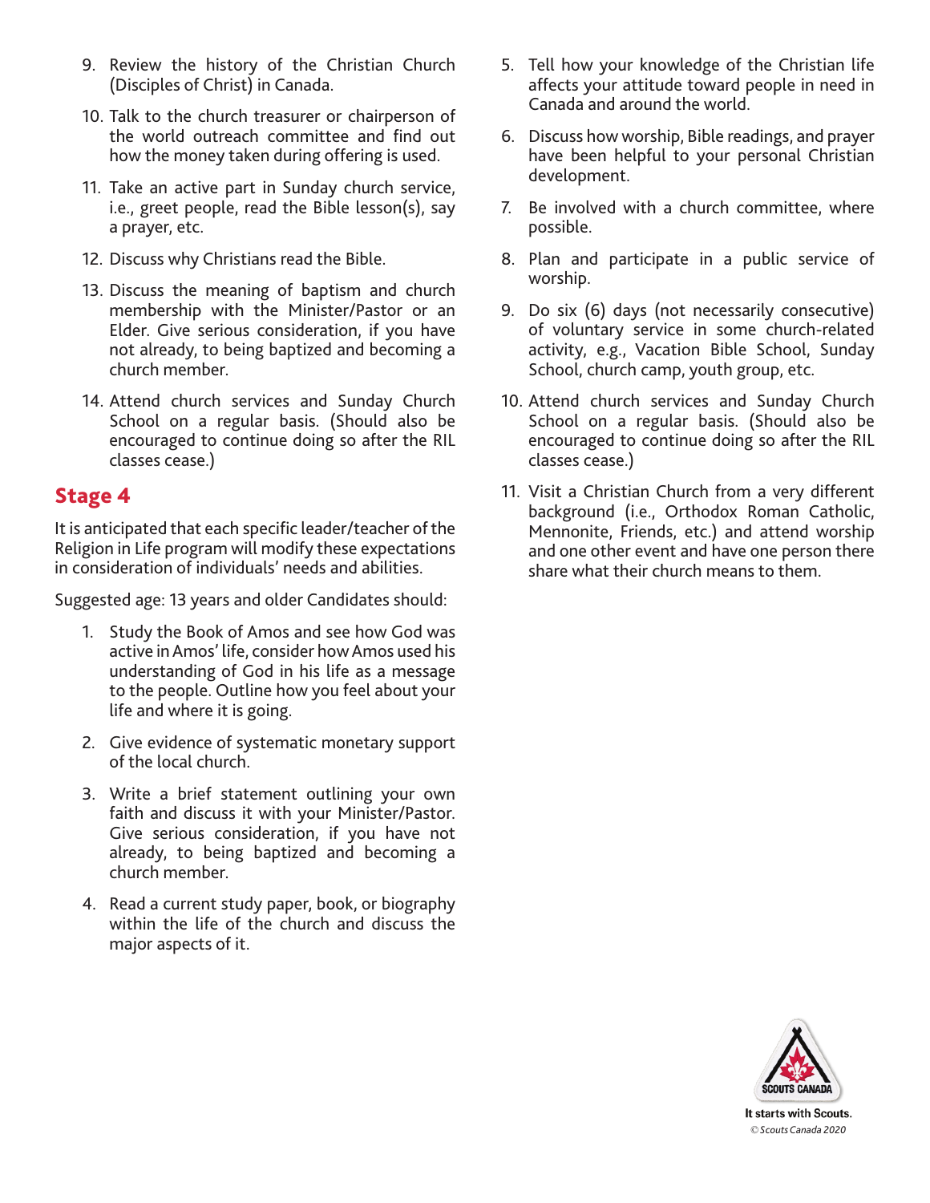9. Review the history of the Christian Church (Disciples of Christ) in Canada.
10. Talk to the church treasurer or chairperson of the world outreach committee and find out how the money taken during offering is used.
11. Take an active part in Sunday church service, i.e., greet people, read the Bible lesson(s), say a prayer, etc.
12. Discuss why Christians read the Bible.
13. Discuss the meaning of baptism and church membership with the Minister/Pastor or an Elder. Give serious consideration, if you have not already, to being baptized and becoming a church member.
14. Attend church services and Sunday Church School on a regular basis. (Should also be encouraged to continue doing so after the RIL classes cease.)

## Stage 4

It is anticipated that each specific leader/teacher of the Religion in Life program will modify these expectations in consideration of individuals' needs and abilities.

Suggested age: 13 years and older Candidates should:

1. Study the Book of Amos and see how God was active in Amos' life, consider how Amos used his understanding of God in his life as a message to the people. Outline how you feel about your life and where it is going.
2. Give evidence of systematic monetary support of the local church.
3. Write a brief statement outlining your own faith and discuss it with your Minister/Pastor. Give serious consideration, if you have not already, to being baptized and becoming a church member.
4. Read a current study paper, book, or biography within the life of the church and discuss the major aspects of it.
5. Tell how your knowledge of the Christian life affects your attitude toward people in need in Canada and around the world.
6. Discuss how worship, Bible readings, and prayer have been helpful to your personal Christian development.
7. Be involved with a church committee, where possible.
8. Plan and participate in a public service of worship.
9. Do six (6) days (not necessarily consecutive) of voluntary service in some church-related activity, e.g., Vacation Bible School, Sunday School, church camp, youth group, etc.
10. Attend church services and Sunday Church School on a regular basis. (Should also be encouraged to continue doing so after the RIL classes cease.)
11. Visit a Christian Church from a very different background (i.e., Orthodox Roman Catholic, Mennonite, Friends, etc.) and attend worship and one other event and have one person there share what their church means to them.

It starts with Scouts.

© Scouts Canada 2020